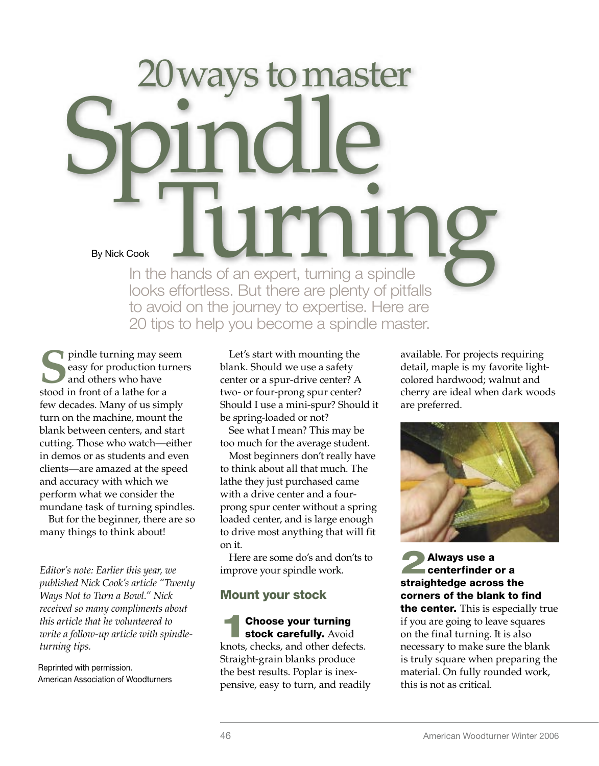# 20 ways to master Spindle Turning

By Nick Cook

In the hands of an expert, turning a spindle looks effortless. But there are plenty of pitfalls to avoid on the journey to expertise. Here are 20 tips to help you become a spindle master.

Spindle turning may seem easy for production turners and others who have stood in front of a lathe for a few decades. Many of us simply turn on the machine, mount the blank between centers, and start cutting. Those who watch—either in demos or as students and even clients—are amazed at the speed and accuracy with which we perform what we consider the mundane task of turning spindles.

But for the beginner, there are so many things to think about!

*Editor's note: Earlier this year, we published Nick Cook's article "Twenty Ways Not to Turn a Bowl." Nick received so many compliments about this article that he volunteered to write a follow-up article with spindle-turning tips.*

Reprinted with permission.
American Association of Woodturners

Let's start with mounting the blank. Should we use a safety center or a spur-drive center? A two- or four-prong spur center? Should I use a mini-spur? Should it be spring-loaded or not?

See what I mean? This may be too much for the average student.

Most beginners don't really have to think about all that much. The lathe they just purchased came with a drive center and a four-prong spur center without a spring loaded center, and is large enough to drive most anything that will fit on it.

Here are some do's and don'ts to improve your spindle work.

## Mount your stock

**1 Choose your turning stock carefully.** Avoid knots, checks, and other defects. Straight-grain blanks produce the best results. Poplar is inexpensive, easy to turn, and readily available. For projects requiring detail, maple is my favorite light-colored hardwood; walnut and cherry are ideal when dark woods are preferred.

**2 Always use a centerfinder or a straightedge across the corners of the blank to find the center.** This is especially true if you are going to leave squares on the final turning. It is also necessary to make sure the blank is truly square when preparing the material. On fully rounded work, this is not as critical.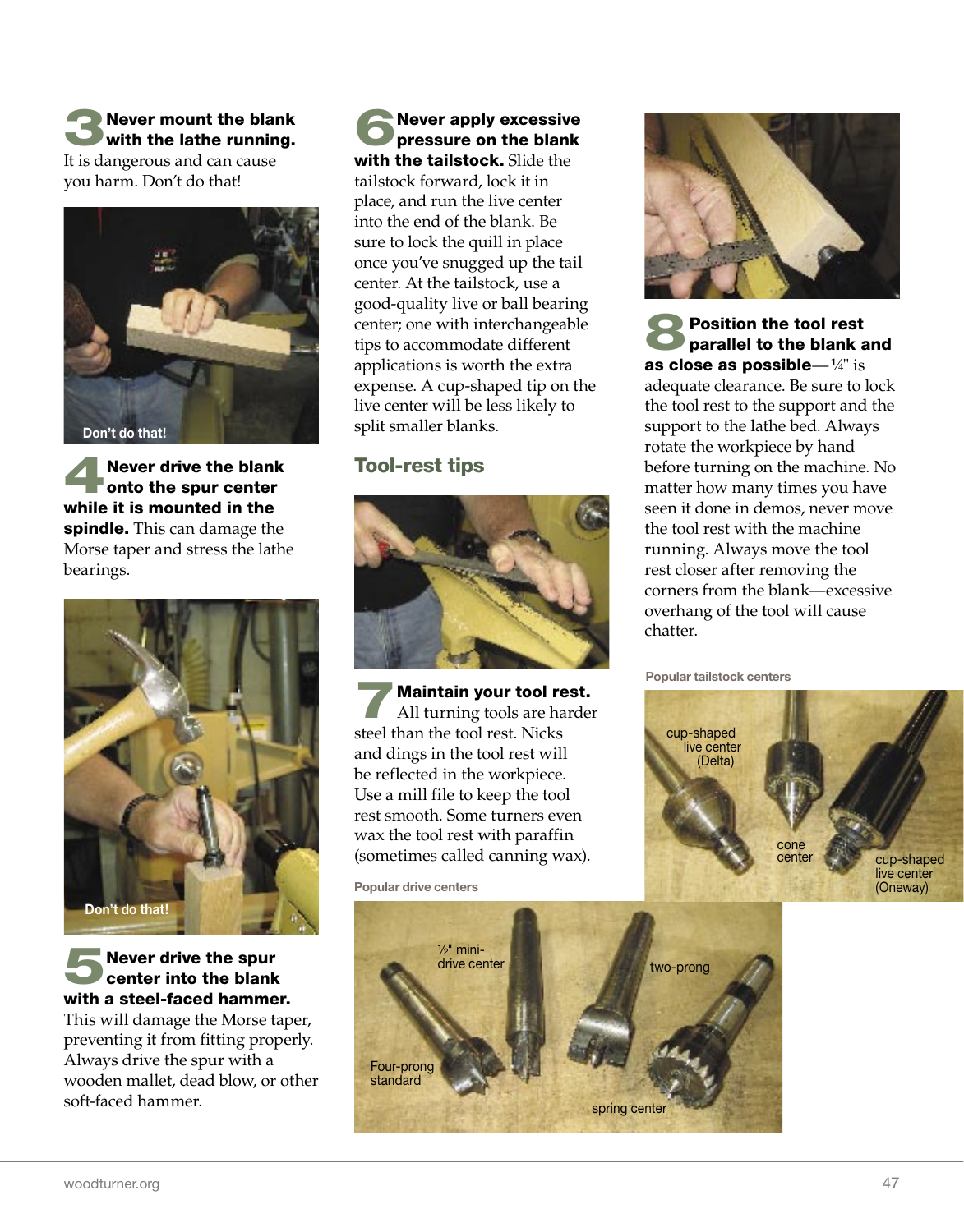**3 Never mount the blank with the lathe running.** It is dangerous and can cause you harm. Don't do that!

Don't do that!

**4 Never drive the blank onto the spur center while it is mounted in the spindle.** This can damage the Morse taper and stress the lathe bearings.

Don't do that!

**5 Never drive the spur center into the blank with a steel-faced hammer.** This will damage the Morse taper, preventing it from fitting properly. Always drive the spur with a wooden mallet, dead blow, or other soft-faced hammer.

**6 Never apply excessive pressure on the blank with the tailstock.** Slide the tailstock forward, lock it in place, and run the live center into the end of the blank. Be sure to lock the quill in place once you've snugged up the tail center. At the tailstock, use a good-quality live or ball bearing center; one with interchangeable tips to accommodate different applications is worth the extra expense. A cup-shaped tip on the live center will be less likely to split smaller blanks.

## Tool-rest tips

**7 Maintain your tool rest.** All turning tools are harder steel than the tool rest. Nicks and dings in the tool rest will be reflected in the workpiece. Use a mill file to keep the tool rest smooth. Some turners even wax the tool rest with paraffin (sometimes called canning wax).

Popular drive centers

½" mini-drive center, Four-prong standard, two-prong, spring center

**8 Position the tool rest parallel to the blank and as close as possible**—¼" is adequate clearance. Be sure to lock the tool rest to the support and the support to the lathe bed. Always rotate the workpiece by hand before turning on the machine. No matter how many times you have seen it done in demos, never move the tool rest with the machine running. Always move the tool rest closer after removing the corners from the blank—excessive overhang of the tool will cause chatter.

Popular tailstock centers

cup-shaped live center (Delta), cone center, cup-shaped live center (Oneway)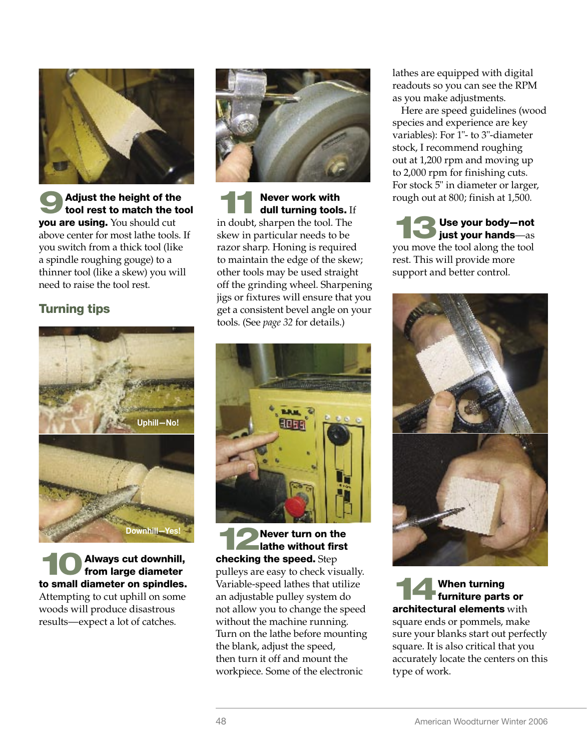**9 Adjust the height of the tool rest to match the tool you are using.** You should cut above center for most lathe tools. If you switch from a thick tool (like a spindle roughing gouge) to a thinner tool (like a skew) you will need to raise the tool rest.

## Turning tips

Uphill—No!

Downhill—Yes!

**10 Always cut downhill, from large diameter to small diameter on spindles.** Attempting to cut uphill on some woods will produce disastrous results—expect a lot of catches.

**11 Never work with dull turning tools.** If in doubt, sharpen the tool. The skew in particular needs to be razor sharp. Honing is required to maintain the edge of the skew; other tools may be used straight off the grinding wheel. Sharpening jigs or fixtures will ensure that you get a consistent bevel angle on your tools. (See *page 32* for details.)

**12 Never turn on the lathe without first checking the speed.** Step pulleys are easy to check visually. Variable-speed lathes that utilize an adjustable pulley system do not allow you to change the speed without the machine running. Turn on the lathe before mounting the blank, adjust the speed, then turn it off and mount the workpiece. Some of the electronic lathes are equipped with digital readouts so you can see the RPM as you make adjustments.

Here are speed guidelines (wood species and experience are key variables): For 1"- to 3"-diameter stock, I recommend roughing out at 1,200 rpm and moving up to 2,000 rpm for finishing cuts. For stock 5" in diameter or larger, rough out at 800; finish at 1,500.

**13 Use your body—not just your hands**—as you move the tool along the tool rest. This will provide more support and better control.

**14 When turning furniture parts or architectural elements** with square ends or pommels, make sure your blanks start out perfectly square. It is also critical that you accurately locate the centers on this type of work.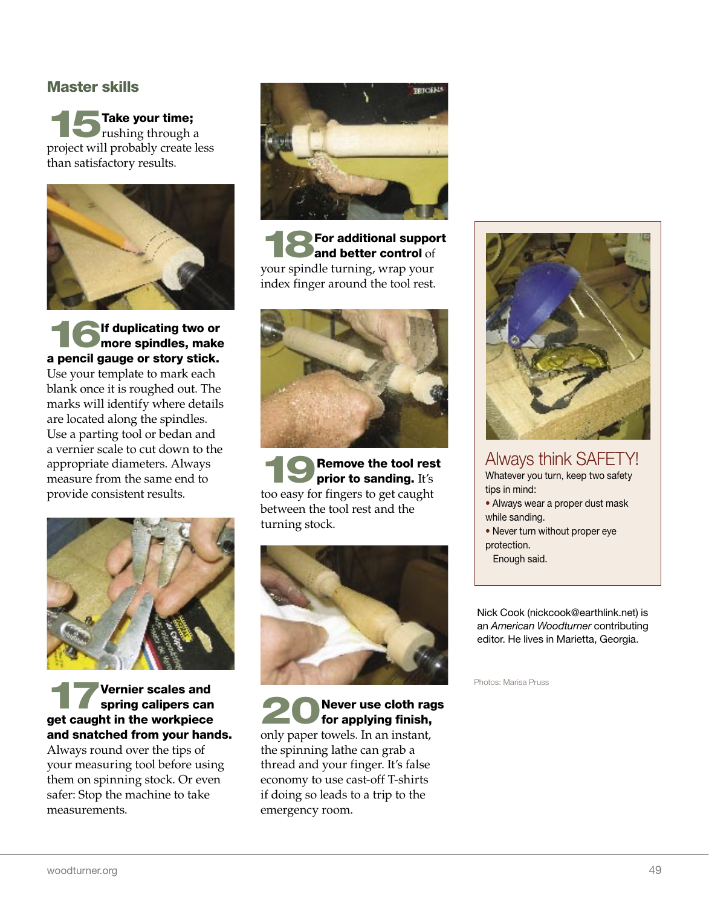## Master skills

**15 Take your time;** rushing through a project will probably create less than satisfactory results.

**16 If duplicating two or more spindles, make a pencil gauge or story stick.** Use your template to mark each blank once it is roughed out. The marks will identify where details are located along the spindles. Use a parting tool or bedan and a vernier scale to cut down to the appropriate diameters. Always measure from the same end to provide consistent results.

**17 Vernier scales and spring calipers can get caught in the workpiece and snatched from your hands.** Always round over the tips of your measuring tool before using them on spinning stock. Or even safer: Stop the machine to take measurements.

**18 For additional support and better control** of your spindle turning, wrap your index finger around the tool rest.

**19 Remove the tool rest prior to sanding.** It's too easy for fingers to get caught between the tool rest and the turning stock.

**20 Never use cloth rags for applying finish,** only paper towels. In an instant, the spinning lathe can grab a thread and your finger. It's false economy to use cast-off T-shirts if doing so leads to a trip to the emergency room.

### Always think SAFETY!

Whatever you turn, keep two safety tips in mind:

- Always wear a proper dust mask while sanding.
- Never turn without proper eye protection.

Enough said.

Nick Cook (nickcook@earthlink.net) is an *American Woodturner* contributing editor. He lives in Marietta, Georgia.

Photos: Marisa Pruss